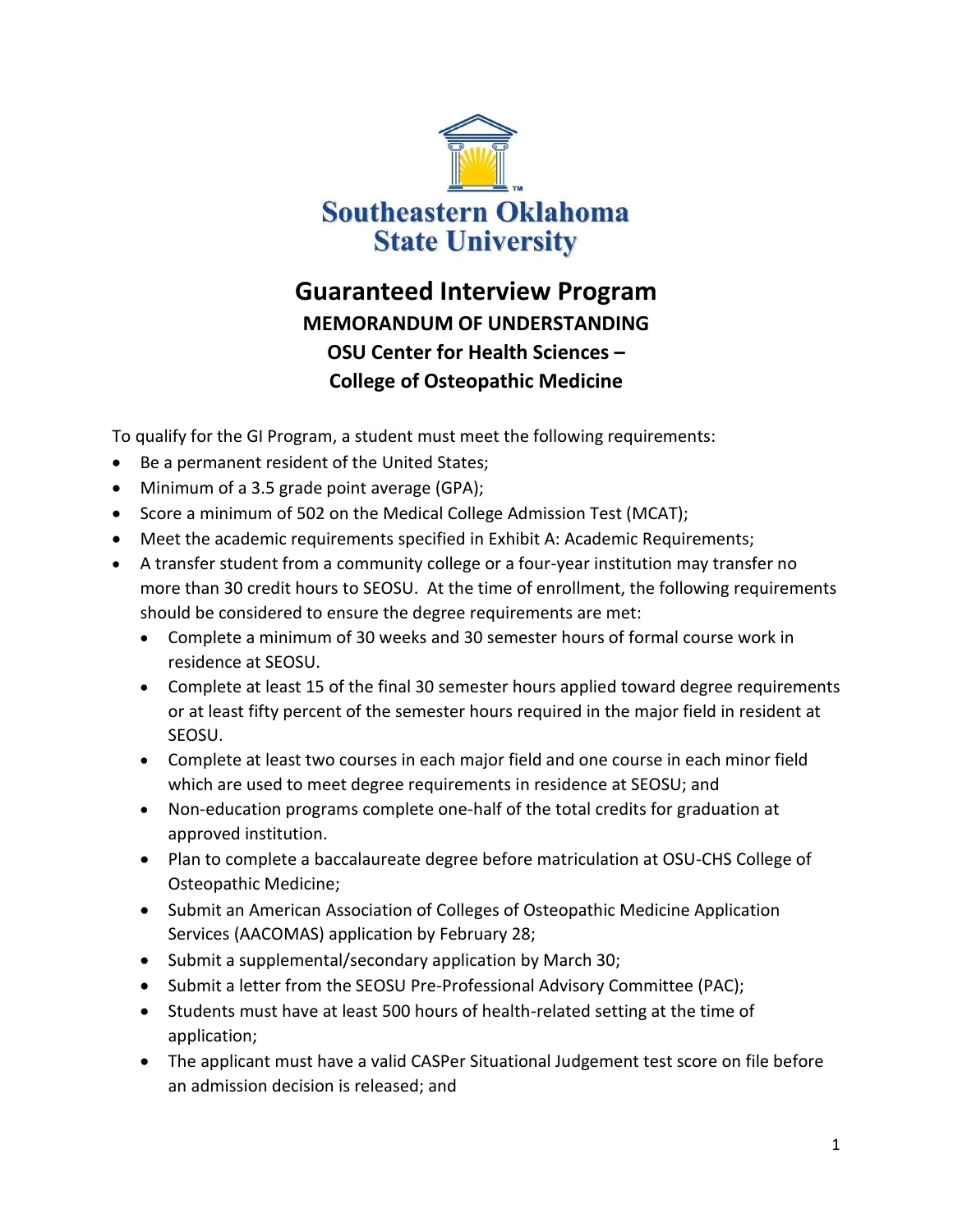Southeastern Oklahoma State University

# Guaranteed Interview Program

## MEMORANDUM OF UNDERSTANDING

## OSU Center for Health Sciences – College of Osteopathic Medicine

To qualify for the GI Program, a student must meet the following requirements:

- Be a permanent resident of the United States;
- Minimum of a 3.5 grade point average (GPA);
- Score a minimum of 502 on the Medical College Admission Test (MCAT);
- Meet the academic requirements specified in Exhibit A: Academic Requirements;
- A transfer student from a community college or a four-year institution may transfer no more than 30 credit hours to SEOSU. At the time of enrollment, the following requirements should be considered to ensure the degree requirements are met:
  - Complete a minimum of 30 weeks and 30 semester hours of formal course work in residence at SEOSU.
  - Complete at least 15 of the final 30 semester hours applied toward degree requirements or at least fifty percent of the semester hours required in the major field in resident at SEOSU.
  - Complete at least two courses in each major field and one course in each minor field which are used to meet degree requirements in residence at SEOSU; and
  - Non-education programs complete one-half of the total credits for graduation at approved institution.
  - Plan to complete a baccalaureate degree before matriculation at OSU-CHS College of Osteopathic Medicine;
  - Submit an American Association of Colleges of Osteopathic Medicine Application Services (AACOMAS) application by February 28;
  - Submit a supplemental/secondary application by March 30;
  - Submit a letter from the SEOSU Pre-Professional Advisory Committee (PAC);
  - Students must have at least 500 hours of health-related setting at the time of application;
  - The applicant must have a valid CASPer Situational Judgement test score on file before an admission decision is released; and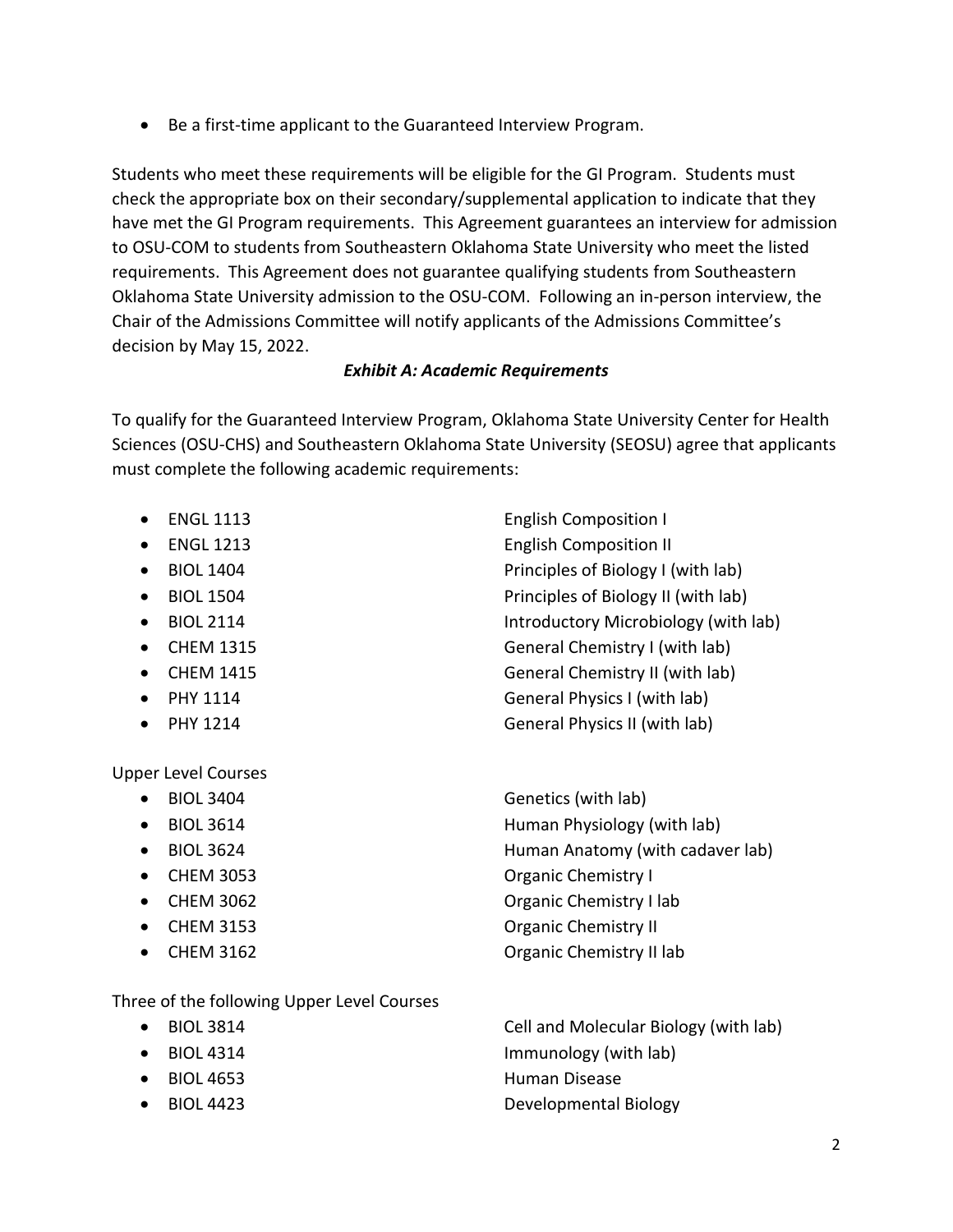- Be a first-time applicant to the Guaranteed Interview Program.

Students who meet these requirements will be eligible for the GI Program. Students must check the appropriate box on their secondary/supplemental application to indicate that they have met the GI Program requirements. This Agreement guarantees an interview for admission to OSU-COM to students from Southeastern Oklahoma State University who meet the listed requirements. This Agreement does not guarantee qualifying students from Southeastern Oklahoma State University admission to the OSU-COM. Following an in-person interview, the Chair of the Admissions Committee will notify applicants of the Admissions Committee's decision by May 15, 2022.

***Exhibit A: Academic Requirements***

To qualify for the Guaranteed Interview Program, Oklahoma State University Center for Health Sciences (OSU-CHS) and Southeastern Oklahoma State University (SEOSU) agree that applicants must complete the following academic requirements:

- ENGL 1113 — English Composition I
- ENGL 1213 — English Composition II
- BIOL 1404 — Principles of Biology I (with lab)
- BIOL 1504 — Principles of Biology II (with lab)
- BIOL 2114 — Introductory Microbiology (with lab)
- CHEM 1315 — General Chemistry I (with lab)
- CHEM 1415 — General Chemistry II (with lab)
- PHY 1114 — General Physics I (with lab)
- PHY 1214 — General Physics II (with lab)

Upper Level Courses

- BIOL 3404 — Genetics (with lab)
- BIOL 3614 — Human Physiology (with lab)
- BIOL 3624 — Human Anatomy (with cadaver lab)
- CHEM 3053 — Organic Chemistry I
- CHEM 3062 — Organic Chemistry I lab
- CHEM 3153 — Organic Chemistry II
- CHEM 3162 — Organic Chemistry II lab

Three of the following Upper Level Courses

- BIOL 3814 — Cell and Molecular Biology (with lab)
- BIOL 4314 — Immunology (with lab)
- BIOL 4653 — Human Disease
- BIOL 4423 — Developmental Biology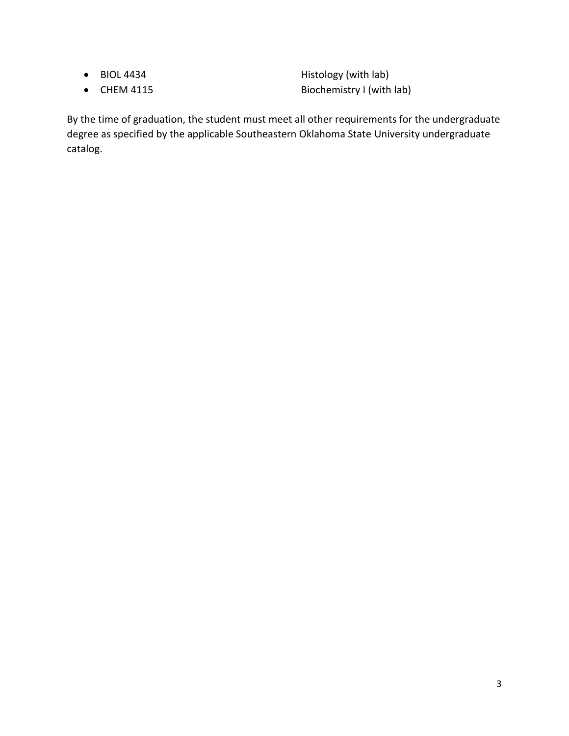- BIOL 4434 Histology (with lab)
- CHEM 4115 Biochemistry I (with lab)

By the time of graduation, the student must meet all other requirements for the undergraduate degree as specified by the applicable Southeastern Oklahoma State University undergraduate catalog.